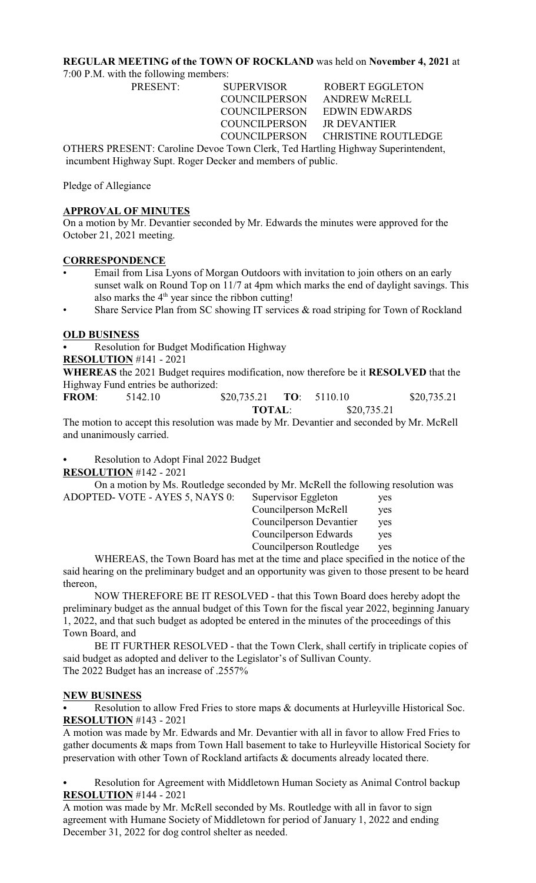**REGULAR MEETING of the TOWN OF ROCKLAND** was held on **November 4, 2021** at 7:00 P.M. with the following members:

| PRESENT: | SUPERVISOR | ROBERT EGGLETON |
|---|---|---|
| | COUNCILPERSON | ANDREW McRELL |
| | COUNCILPERSON | EDWIN EDWARDS |
| | COUNCILPERSON | JR DEVANTIER |
| | COUNCILPERSON | CHRISTINE ROUTLEDGE |

OTHERS PRESENT: Caroline Devoe Town Clerk, Ted Hartling Highway Superintendent, incumbent Highway Supt. Roger Decker and members of public.

Pledge of Allegiance

## APPROVAL OF MINUTES

On a motion by Mr. Devantier seconded by Mr. Edwards the minutes were approved for the October 21, 2021 meeting.

## CORRESPONDENCE

- Email from Lisa Lyons of Morgan Outdoors with invitation to join others on an early sunset walk on Round Top on 11/7 at 4pm which marks the end of daylight savings. This also marks the 4th year since the ribbon cutting!
- Share Service Plan from SC showing IT services & road striping for Town of Rockland

## OLD BUSINESS

- Resolution for Budget Modification Highway

**RESOLUTION** #141 - 2021

**WHEREAS** the 2021 Budget requires modification, now therefore be it **RESOLVED** that the Highway Fund entries be authorized:

| **FROM**: | 5142.10 | $20,735.21 | **TO**: | 5110.10 | $20,735.21 |
|---|---|---|---|---|---|
| | | | **TOTAL**: | $20,735.21 | |

The motion to accept this resolution was made by Mr. Devantier and seconded by Mr. McRell and unanimously carried.

- Resolution to Adopt Final 2022 Budget

**RESOLUTION** #142 - 2021

On a motion by Ms. Routledge seconded by Mr. McRell the following resolution was ADOPTED- VOTE - AYES 5, NAYS 0:

| | |
|---|---|
| Supervisor Eggleton | yes |
| Councilperson McRell | yes |
| Councilperson Devantier | yes |
| Councilperson Edwards | yes |
| Councilperson Routledge | yes |

WHEREAS, the Town Board has met at the time and place specified in the notice of the said hearing on the preliminary budget and an opportunity was given to those present to be heard thereon,

NOW THEREFORE BE IT RESOLVED - that this Town Board does hereby adopt the preliminary budget as the annual budget of this Town for the fiscal year 2022, beginning January 1, 2022, and that such budget as adopted be entered in the minutes of the proceedings of this Town Board, and

BE IT FURTHER RESOLVED - that the Town Clerk, shall certify in triplicate copies of said budget as adopted and deliver to the Legislator's of Sullivan County.

The 2022 Budget has an increase of .2557%

## NEW BUSINESS

- Resolution to allow Fred Fries to store maps & documents at Hurleyville Historical Soc.

**RESOLUTION** #143 - 2021

A motion was made by Mr. Edwards and Mr. Devantier with all in favor to allow Fred Fries to gather documents & maps from Town Hall basement to take to Hurleyville Historical Society for preservation with other Town of Rockland artifacts & documents already located there.

- Resolution for Agreement with Middletown Human Society as Animal Control backup

**RESOLUTION** #144 - 2021

A motion was made by Mr. McRell seconded by Ms. Routledge with all in favor to sign agreement with Humane Society of Middletown for period of January 1, 2022 and ending December 31, 2022 for dog control shelter as needed.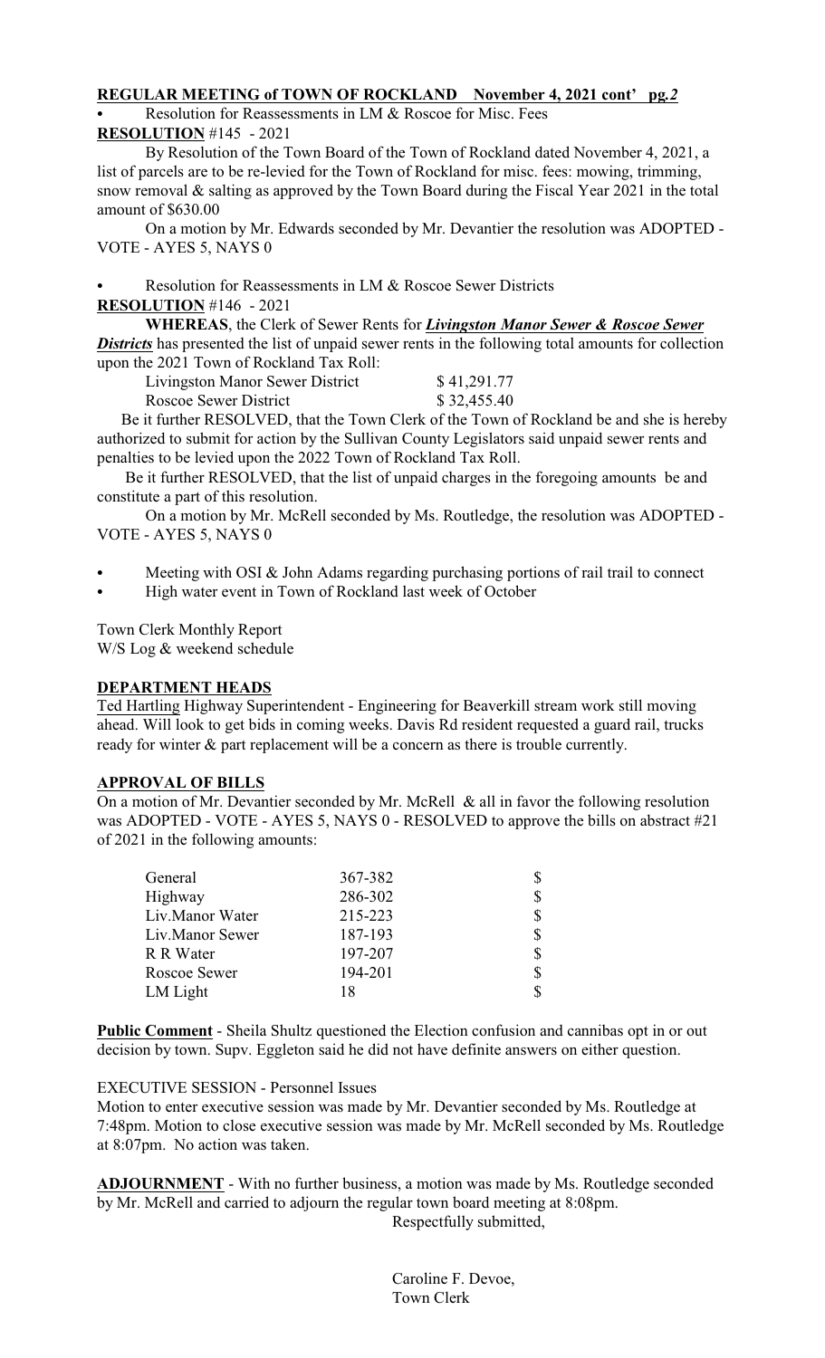**REGULAR MEETING of TOWN OF ROCKLAND November 4, 2021 cont' pg.*2***

- Resolution for Reassessments in LM & Roscoe for Misc. Fees

**RESOLUTION** #145 - 2021

By Resolution of the Town Board of the Town of Rockland dated November 4, 2021, a list of parcels are to be re-levied for the Town of Rockland for misc. fees: mowing, trimming, snow removal & salting as approved by the Town Board during the Fiscal Year 2021 in the total amount of $630.00

On a motion by Mr. Edwards seconded by Mr. Devantier the resolution was ADOPTED - VOTE - AYES 5, NAYS 0

- Resolution for Reassessments in LM & Roscoe Sewer Districts

**RESOLUTION** #146 - 2021

**WHEREAS**, the Clerk of Sewer Rents for ***Livingston Manor Sewer & Roscoe Sewer Districts*** has presented the list of unpaid sewer rents in the following total amounts for collection upon the 2021 Town of Rockland Tax Roll:

| | |
|---|---|
| Livingston Manor Sewer District | $ 41,291.77 |
| Roscoe Sewer District | $ 32,455.40 |

Be it further RESOLVED, that the Town Clerk of the Town of Rockland be and she is hereby authorized to submit for action by the Sullivan County Legislators said unpaid sewer rents and penalties to be levied upon the 2022 Town of Rockland Tax Roll.

Be it further RESOLVED, that the list of unpaid charges in the foregoing amounts be and constitute a part of this resolution.

On a motion by Mr. McRell seconded by Ms. Routledge, the resolution was ADOPTED - VOTE - AYES 5, NAYS 0

- Meeting with OSI & John Adams regarding purchasing portions of rail trail to connect
- High water event in Town of Rockland last week of October

Town Clerk Monthly Report
W/S Log & weekend schedule

**DEPARTMENT HEADS**

Ted Hartling Highway Superintendent - Engineering for Beaverkill stream work still moving ahead. Will look to get bids in coming weeks. Davis Rd resident requested a guard rail, trucks ready for winter & part replacement will be a concern as there is trouble currently.

**APPROVAL OF BILLS**

On a motion of Mr. Devantier seconded by Mr. McRell & all in favor the following resolution was ADOPTED - VOTE - AYES 5, NAYS 0 - RESOLVED to approve the bills on abstract #21 of 2021 in the following amounts:

| | | |
|---|---|---|
| General | 367-382 | $ |
| Highway | 286-302 | $ |
| Liv.Manor Water | 215-223 | $ |
| Liv.Manor Sewer | 187-193 | $ |
| R R Water | 197-207 | $ |
| Roscoe Sewer | 194-201 | $ |
| LM Light | 18 | $ |

**Public Comment** - Sheila Shultz questioned the Election confusion and cannibas opt in or out decision by town. Supv. Eggleton said he did not have definite answers on either question.

EXECUTIVE SESSION - Personnel Issues

Motion to enter executive session was made by Mr. Devantier seconded by Ms. Routledge at 7:48pm. Motion to close executive session was made by Mr. McRell seconded by Ms. Routledge at 8:07pm. No action was taken.

**ADJOURNMENT** - With no further business, a motion was made by Ms. Routledge seconded by Mr. McRell and carried to adjourn the regular town board meeting at 8:08pm.

Respectfully submitted,

Caroline F. Devoe,
Town Clerk